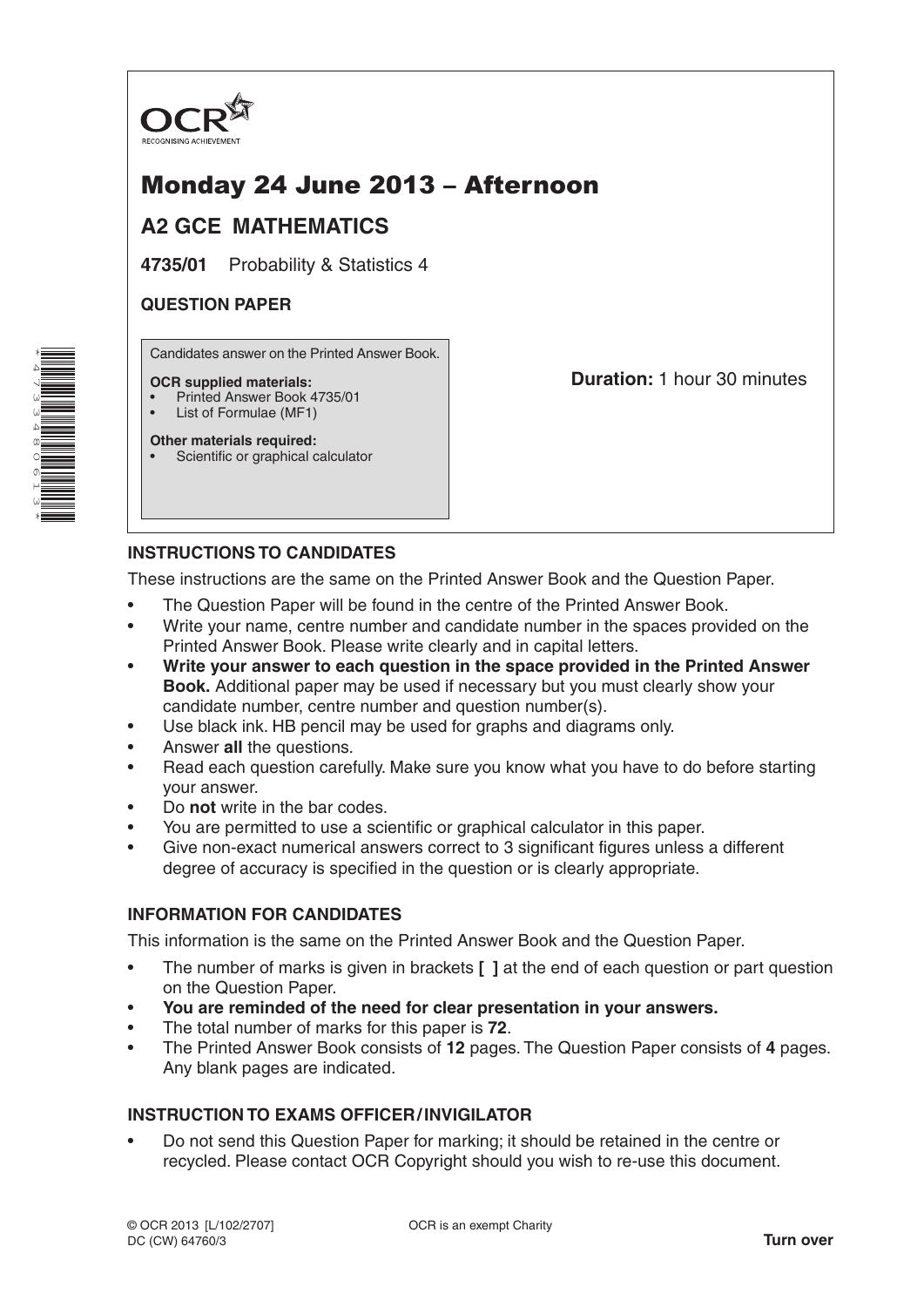OCR
RECOGNISING ACHIEVEMENT

# Monday 24 June 2013 – Afternoon

## A2 GCE MATHEMATICS

**4735/01** Probability & Statistics 4

**QUESTION PAPER**

Candidates answer on the Printed Answer Book.

**OCR supplied materials:**
- Printed Answer Book 4735/01
- List of Formulae (MF1)

**Other materials required:**
- Scientific or graphical calculator

**Duration:** 1 hour 30 minutes

### INSTRUCTIONS TO CANDIDATES

These instructions are the same on the Printed Answer Book and the Question Paper.

- The Question Paper will be found in the centre of the Printed Answer Book.
- Write your name, centre number and candidate number in the spaces provided on the Printed Answer Book. Please write clearly and in capital letters.
- **Write your answer to each question in the space provided in the Printed Answer Book.** Additional paper may be used if necessary but you must clearly show your candidate number, centre number and question number(s).
- Use black ink. HB pencil may be used for graphs and diagrams only.
- Answer **all** the questions.
- Read each question carefully. Make sure you know what you have to do before starting your answer.
- Do **not** write in the bar codes.
- You are permitted to use a scientific or graphical calculator in this paper.
- Give non-exact numerical answers correct to 3 significant figures unless a different degree of accuracy is specified in the question or is clearly appropriate.

### INFORMATION FOR CANDIDATES

This information is the same on the Printed Answer Book and the Question Paper.

- The number of marks is given in brackets **[ ]** at the end of each question or part question on the Question Paper.
- **You are reminded of the need for clear presentation in your answers.**
- The total number of marks for this paper is **72**.
- The Printed Answer Book consists of **12** pages. The Question Paper consists of **4** pages. Any blank pages are indicated.

### INSTRUCTION TO EXAMS OFFICER / INVIGILATOR

- Do not send this Question Paper for marking; it should be retained in the centre or recycled. Please contact OCR Copyright should you wish to re-use this document.

© OCR 2013 [L/102/2707]
DC (CW) 64760/3

OCR is an exempt Charity

**Turn over**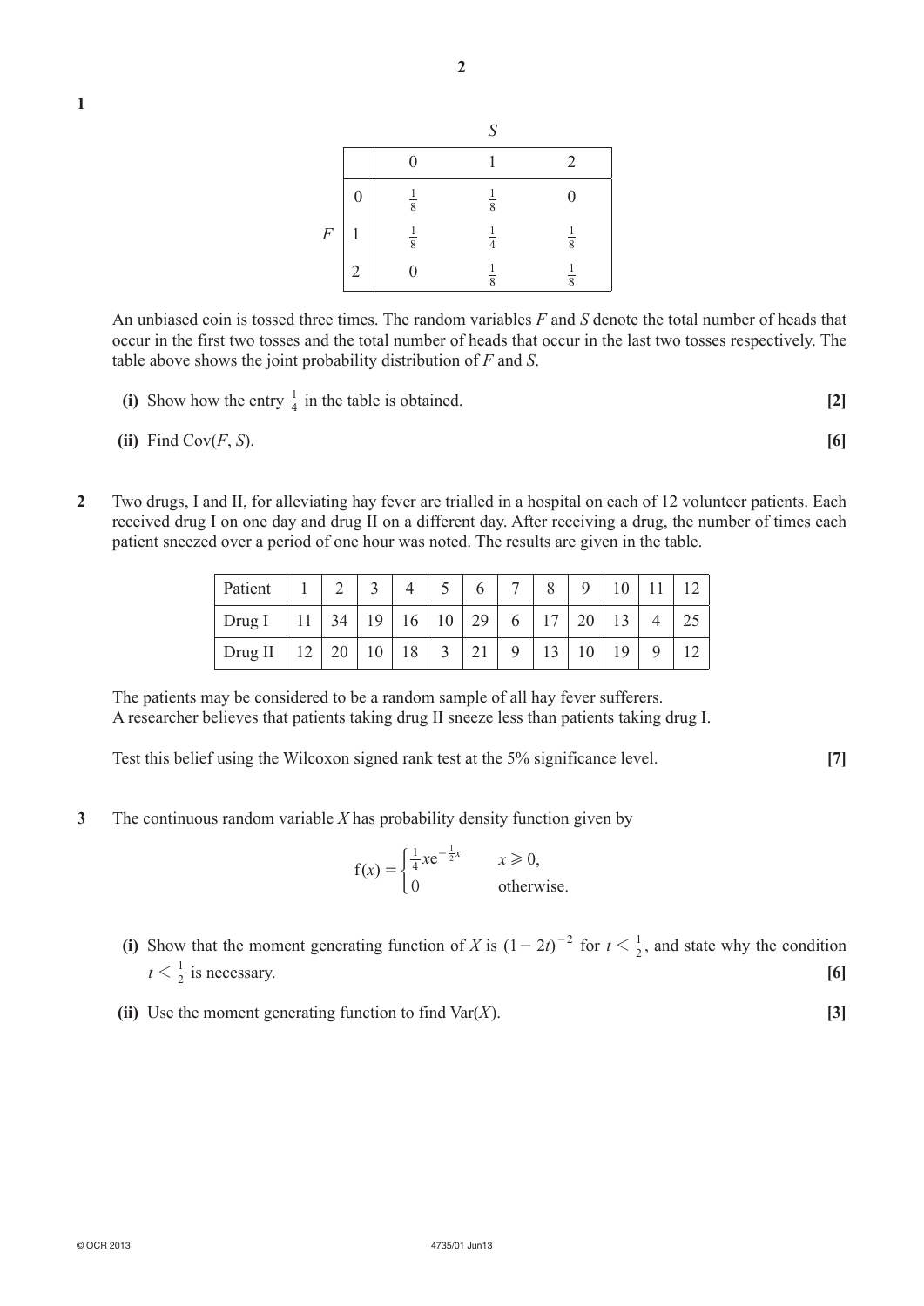**1**

| | | $S$ | | |
|---|---|---|---|---|
| | | 0 | 1 | 2 |
| $F$ | 0 | $\frac{1}{8}$ | $\frac{1}{8}$ | 0 |
| | 1 | $\frac{1}{8}$ | $\frac{1}{4}$ | $\frac{1}{8}$ |
| | 2 | 0 | $\frac{1}{8}$ | $\frac{1}{8}$ |

An unbiased coin is tossed three times. The random variables $F$ and $S$ denote the total number of heads that occur in the first two tosses and the total number of heads that occur in the last two tosses respectively. The table above shows the joint probability distribution of $F$ and $S$.

**(i)** Show how the entry $\frac{1}{4}$ in the table is obtained. **[2]**

**(ii)** Find $\text{Cov}(F, S)$. **[6]**

**2** Two drugs, I and II, for alleviating hay fever are trialled in a hospital on each of 12 volunteer patients. Each received drug I on one day and drug II on a different day. After receiving a drug, the number of times each patient sneezed over a period of one hour was noted. The results are given in the table.

| Patient | 1 | 2 | 3 | 4 | 5 | 6 | 7 | 8 | 9 | 10 | 11 | 12 |
|---|---|---|---|---|---|---|---|---|---|---|---|---|
| Drug I | 11 | 34 | 19 | 16 | 10 | 29 | 6 | 17 | 20 | 13 | 4 | 25 |
| Drug II | 12 | 20 | 10 | 18 | 3 | 21 | 9 | 13 | 10 | 19 | 9 | 12 |

The patients may be considered to be a random sample of all hay fever sufferers.
A researcher believes that patients taking drug II sneeze less than patients taking drug I.

Test this belief using the Wilcoxon signed rank test at the 5% significance level. **[7]**

**3** The continuous random variable $X$ has probability density function given by

$$f(x) = \begin{cases} \frac{1}{4}xe^{-\frac{1}{2}x} & x \geqslant 0, \\ 0 & \text{otherwise.} \end{cases}$$

**(i)** Show that the moment generating function of $X$ is $(1 - 2t)^{-2}$ for $t < \frac{1}{2}$, and state why the condition $t < \frac{1}{2}$ is necessary. **[6]**

**(ii)** Use the moment generating function to find $\text{Var}(X)$. **[3]**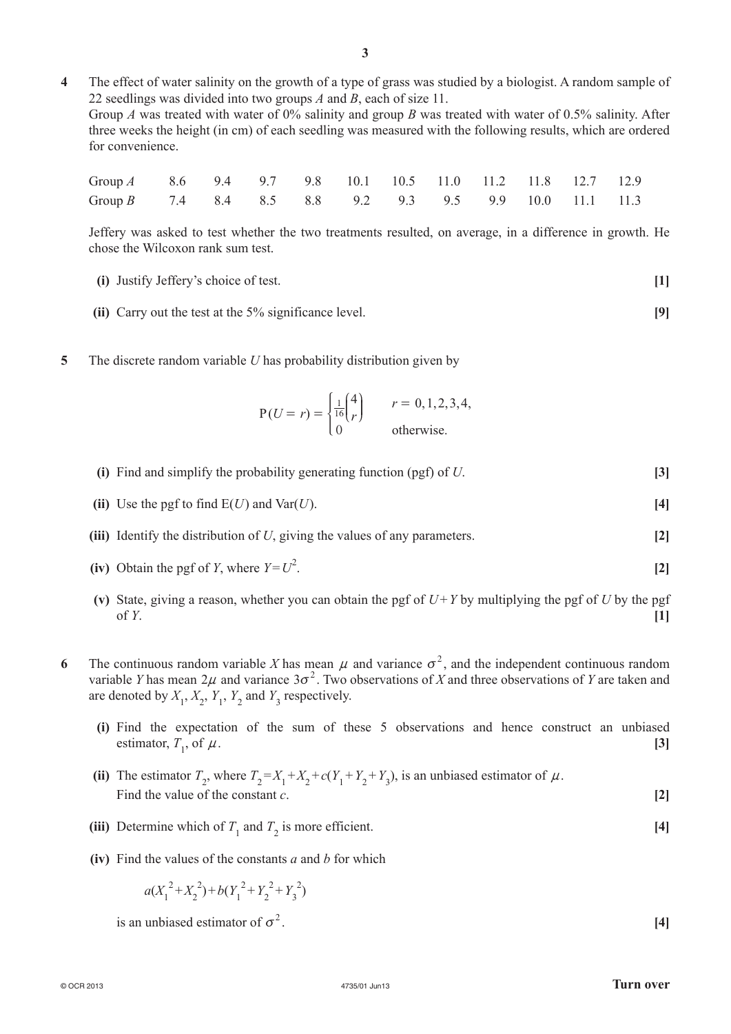**4** The effect of water salinity on the growth of a type of grass was studied by a biologist. A random sample of 22 seedlings was divided into two groups *A* and *B*, each of size 11.
Group *A* was treated with water of 0% salinity and group *B* was treated with water of 0.5% salinity. After three weeks the height (in cm) of each seedling was measured with the following results, which are ordered for convenience.

| | | | | | | | | | | | |
|---|---|---|---|---|---|---|---|---|---|---|---|
| Group *A* | 8.6 | 9.4 | 9.7 | 9.8 | 10.1 | 10.5 | 11.0 | 11.2 | 11.8 | 12.7 | 12.9 |
| Group *B* | 7.4 | 8.4 | 8.5 | 8.8 | 9.2 | 9.3 | 9.5 | 9.9 | 10.0 | 11.1 | 11.3 |

Jeffery was asked to test whether the two treatments resulted, on average, in a difference in growth. He chose the Wilcoxon rank sum test.

**(i)** Justify Jeffery's choice of test. **[1]**

**(ii)** Carry out the test at the 5% significance level. **[9]**

**5** The discrete random variable $U$ has probability distribution given by

$$P(U = r) = \begin{cases} \frac{1}{16}\binom{4}{r} & r = 0, 1, 2, 3, 4, \\ 0 & \text{otherwise.} \end{cases}$$

**(i)** Find and simplify the probability generating function (pgf) of $U$. **[3]**

**(ii)** Use the pgf to find $E(U)$ and $Var(U)$. **[4]**

**(iii)** Identify the distribution of $U$, giving the values of any parameters. **[2]**

**(iv)** Obtain the pgf of $Y$, where $Y = U^2$. **[2]**

**(v)** State, giving a reason, whether you can obtain the pgf of $U + Y$ by multiplying the pgf of $U$ by the pgf of $Y$. **[1]**

**6** The continuous random variable $X$ has mean $\mu$ and variance $\sigma^2$, and the independent continuous random variable $Y$ has mean $2\mu$ and variance $3\sigma^2$. Two observations of $X$ and three observations of $Y$ are taken and are denoted by $X_1$, $X_2$, $Y_1$, $Y_2$ and $Y_3$ respectively.

**(i)** Find the expectation of the sum of these 5 observations and hence construct an unbiased estimator, $T_1$, of $\mu$. **[3]**

**(ii)** The estimator $T_2$, where $T_2 = X_1 + X_2 + c(Y_1 + Y_2 + Y_3)$, is an unbiased estimator of $\mu$. Find the value of the constant $c$. **[2]**

**(iii)** Determine which of $T_1$ and $T_2$ is more efficient. **[4]**

**(iv)** Find the values of the constants $a$ and $b$ for which

$$a(X_1^2 + X_2^2) + b(Y_1^2 + Y_2^2 + Y_3^2)$$

is an unbiased estimator of $\sigma^2$. **[4]**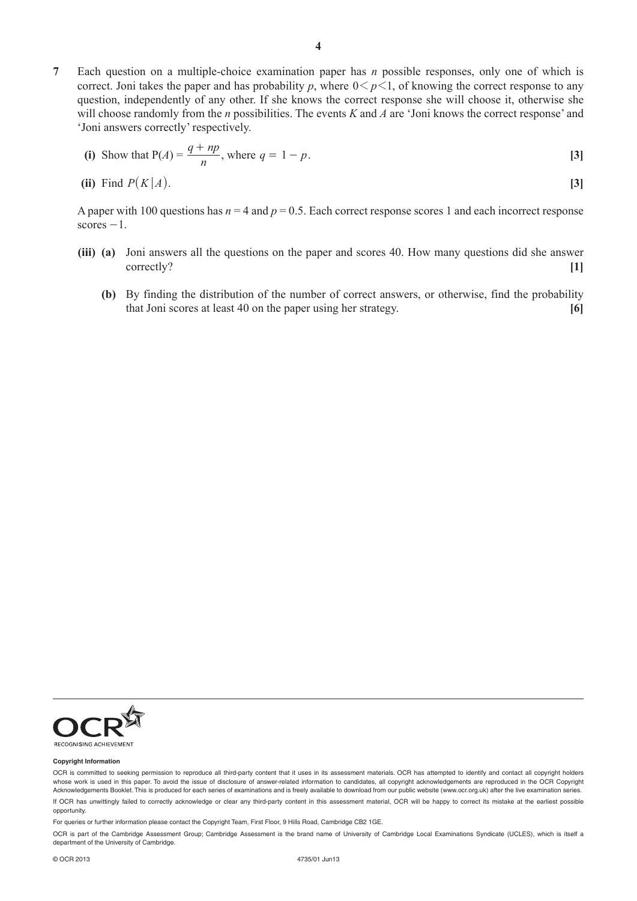**7** Each question on a multiple-choice examination paper has $n$ possible responses, only one of which is correct. Joni takes the paper and has probability $p$, where $0 < p < 1$, of knowing the correct response to any question, independently of any other. If she knows the correct response she will choose it, otherwise she will choose randomly from the $n$ possibilities. The events $K$ and $A$ are 'Joni knows the correct response' and 'Joni answers correctly' respectively.

**(i)** Show that $\mathrm{P}(A) = \dfrac{q + np}{n}$, where $q = 1 - p$. **[3]**

**(ii)** Find $P(K|A)$. **[3]**

A paper with 100 questions has $n = 4$ and $p = 0.5$. Each correct response scores 1 and each incorrect response scores $-1$.

**(iii) (a)** Joni answers all the questions on the paper and scores 40. How many questions did she answer correctly? **[1]**

**(b)** By finding the distribution of the number of correct answers, or otherwise, find the probability that Joni scores at least 40 on the paper using her strategy. **[6]**

**Copyright Information**

OCR is committed to seeking permission to reproduce all third-party content that it uses in its assessment materials. OCR has attempted to identify and contact all copyright holders whose work is used in this paper. To avoid the issue of disclosure of answer-related information to candidates, all copyright acknowledgements are reproduced in the OCR Copyright Acknowledgements Booklet. This is produced for each series of examinations and is freely available to download from our public website (www.ocr.org.uk) after the live examination series.

If OCR has unwittingly failed to correctly acknowledge or clear any third-party content in this assessment material, OCR will be happy to correct its mistake at the earliest possible opportunity.

For queries or further information please contact the Copyright Team, First Floor, 9 Hills Road, Cambridge CB2 1GE.

OCR is part of the Cambridge Assessment Group; Cambridge Assessment is the brand name of University of Cambridge Local Examinations Syndicate (UCLES), which is itself a department of the University of Cambridge.

© OCR 2013 4735/01 Jun13